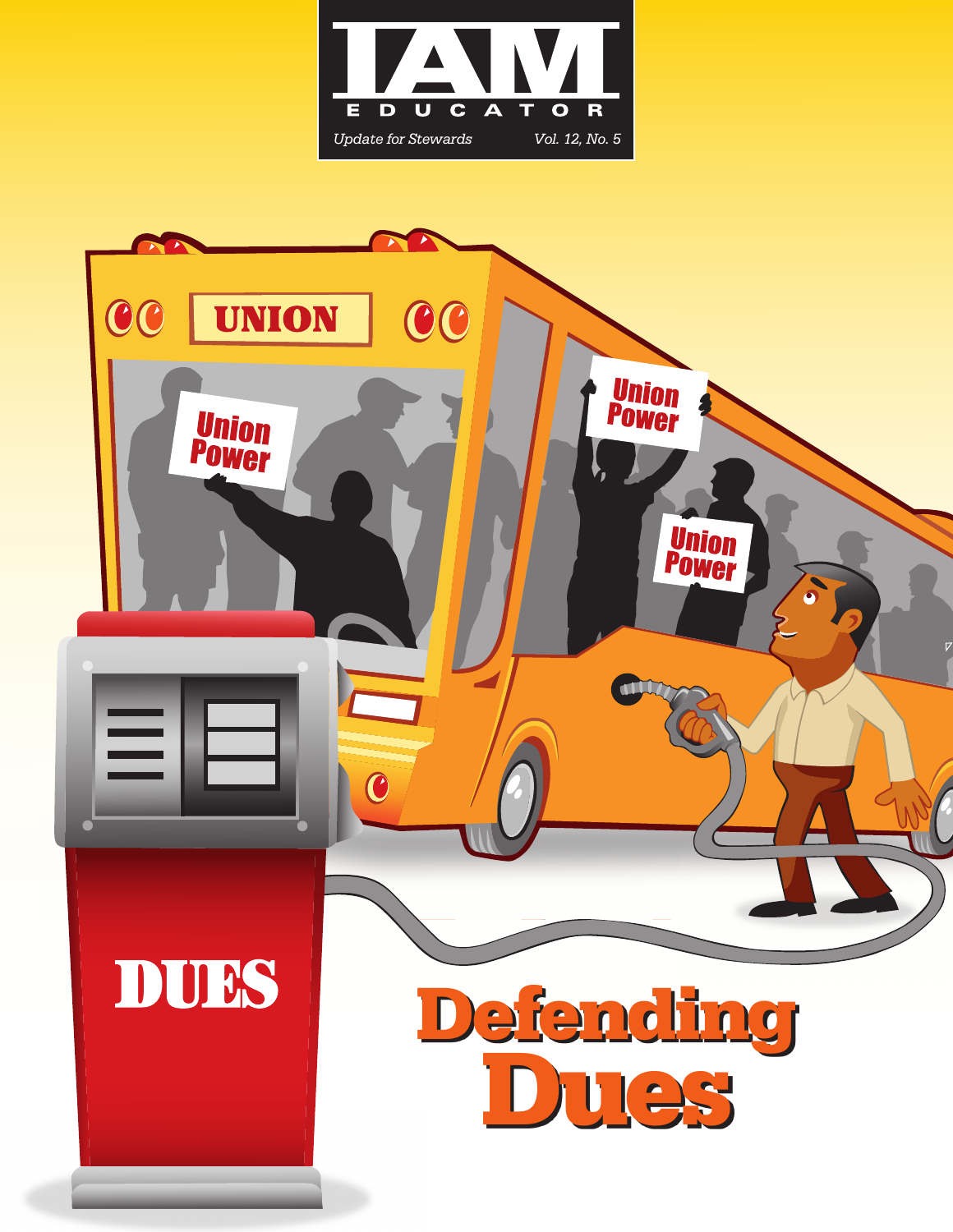# IAM EDUCATOR

*Update for Stewards* Vol. 12, No. 5

# Defending Dues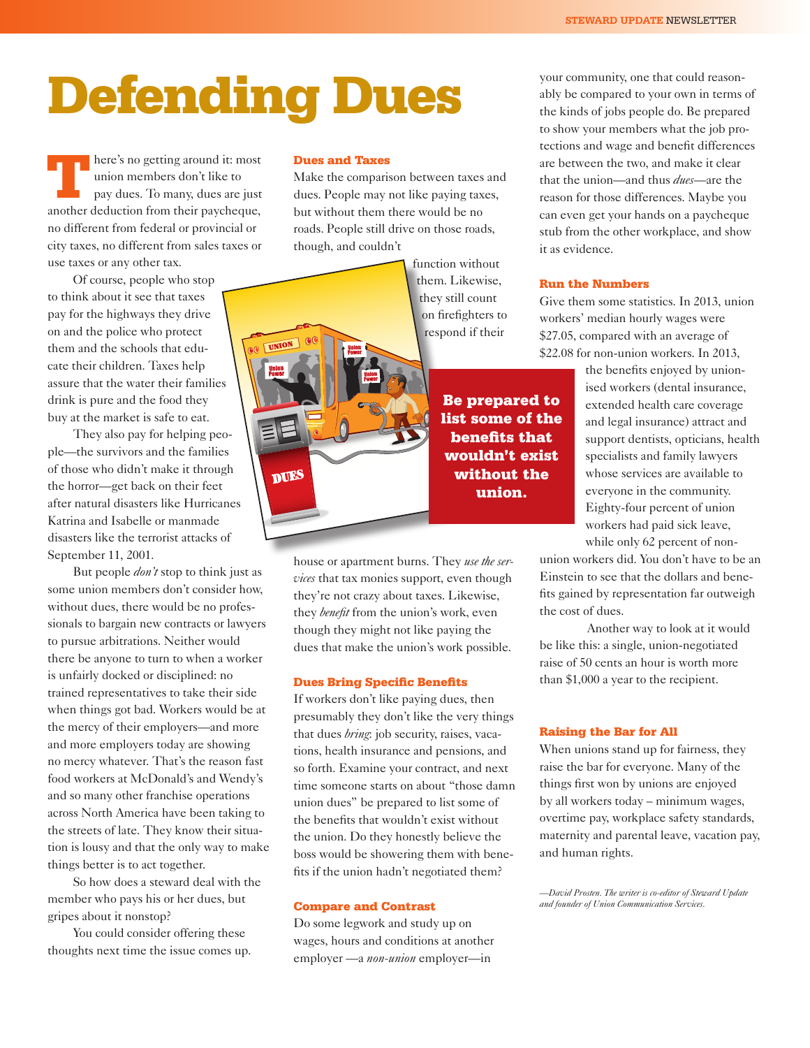# Defending Dues

There's no getting around it: most union members don't like to pay dues. To many, dues are just another deduction from their paycheque, no different from federal or provincial or city taxes, no different from sales taxes or use taxes or any other tax.

Of course, people who stop to think about it see that taxes pay for the highways they drive on and the police who protect them and the schools that educate their children. Taxes help assure that the water their families drink is pure and the food they buy at the market is safe to eat.

They also pay for helping people—the survivors and the families of those who didn't make it through the horror—get back on their feet after natural disasters like Hurricanes Katrina and Isabelle or manmade disasters like the terrorist attacks of September 11, 2001.

But people *don't* stop to think just as some union members don't consider how, without dues, there would be no professionals to bargain new contracts or lawyers to pursue arbitrations. Neither would there be anyone to turn to when a worker is unfairly docked or disciplined: no trained representatives to take their side when things got bad. Workers would be at the mercy of their employers—and more and more employers today are showing no mercy whatever. That's the reason fast food workers at McDonald's and Wendy's and so many other franchise operations across North America have been taking to the streets of late. They know their situation is lousy and that the only way to make things better is to act together.

So how does a steward deal with the member who pays his or her dues, but gripes about it nonstop?

You could consider offering these thoughts next time the issue comes up.

### Dues and Taxes

Make the comparison between taxes and dues. People may not like paying taxes, but without them there would be no roads. People still drive on those roads, though, and couldn't function without them. Likewise, they still count on firefighters to respond if their house or apartment burns. They *use the services* that tax monies support, even though they're not crazy about taxes. Likewise, they *benefit* from the union's work, even though they might not like paying the dues that make the union's work possible.

**Be prepared to list some of the benefits that wouldn't exist without the union.**

### Dues Bring Specific Benefits

If workers don't like paying dues, then presumably they don't like the very things that dues *bring*: job security, raises, vacations, health insurance and pensions, and so forth. Examine your contract, and next time someone starts on about "those damn union dues" be prepared to list some of the benefits that wouldn't exist without the union. Do they honestly believe the boss would be showering them with benefits if the union hadn't negotiated them?

### Compare and Contrast

Do some legwork and study up on wages, hours and conditions at another employer —a *non-union* employer—in your community, one that could reasonably be compared to your own in terms of the kinds of jobs people do. Be prepared to show your members what the job protections and wage and benefit differences are between the two, and make it clear that the union—and thus *dues*—are the reason for those differences. Maybe you can even get your hands on a paycheque stub from the other workplace, and show it as evidence.

### Run the Numbers

Give them some statistics. In 2013, union workers' median hourly wages were $27.05, compared with an average of $22.08 for non-union workers. In 2013, the benefits enjoyed by unionised workers (dental insurance, extended health care coverage and legal insurance) attract and support dentists, opticians, health specialists and family lawyers whose services are available to everyone in the community. Eighty-four percent of union workers had paid sick leave, while only 62 percent of non-union workers did. You don't have to be an Einstein to see that the dollars and benefits gained by representation far outweigh the cost of dues.

Another way to look at it would be like this: a single, union-negotiated raise of 50 cents an hour is worth more than $1,000 a year to the recipient.

### Raising the Bar for All

When unions stand up for fairness, they raise the bar for everyone. Many of the things first won by unions are enjoyed by all workers today – minimum wages, overtime pay, workplace safety standards, maternity and parental leave, vacation pay, and human rights.

*—David Prosten. The writer is co-editor of Steward Update and founder of Union Communication Services.*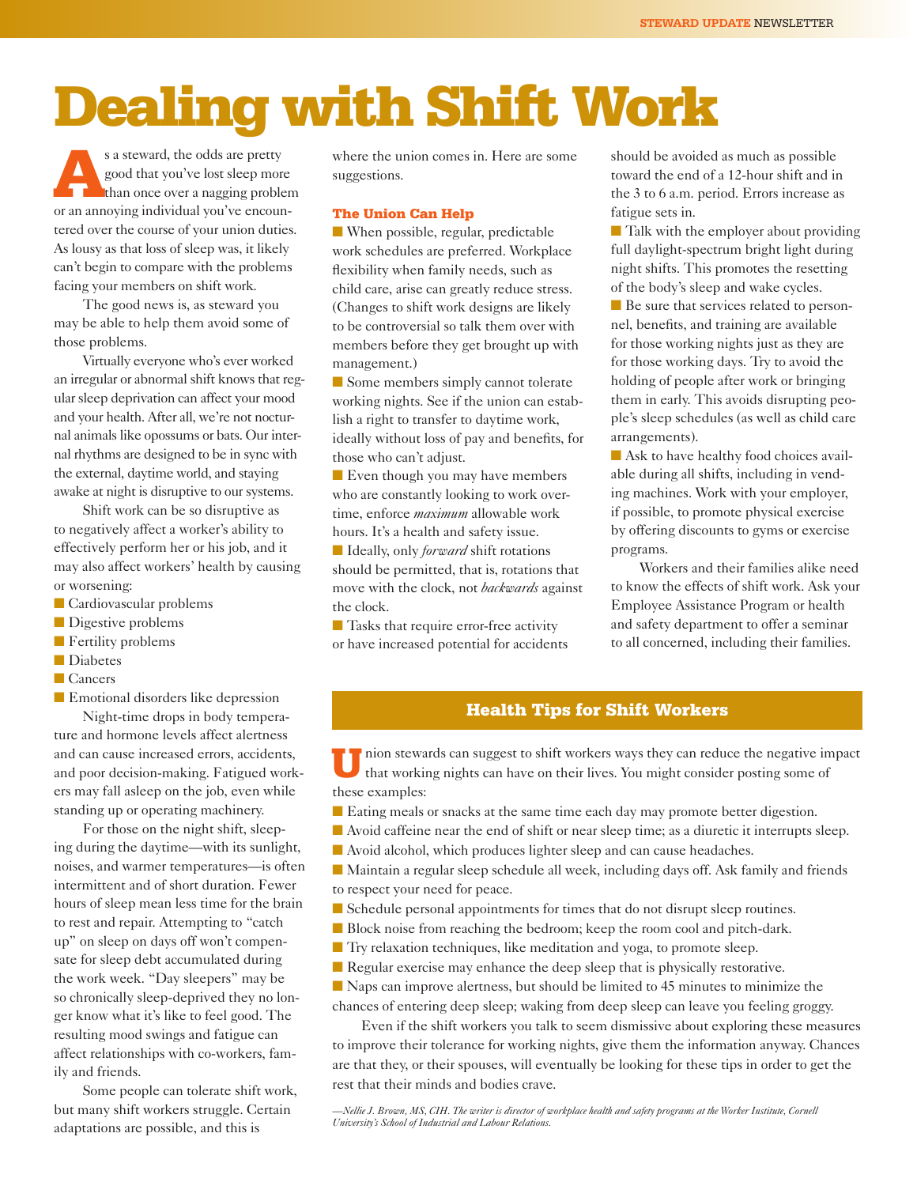# Dealing with Shift Work

As a steward, the odds are pretty good that you've lost sleep more than once over a nagging problem or an annoying individual you've encountered over the course of your union duties. As lousy as that loss of sleep was, it likely can't begin to compare with the problems facing your members on shift work.

The good news is, as steward you may be able to help them avoid some of those problems.

Virtually everyone who's ever worked an irregular or abnormal shift knows that regular sleep deprivation can affect your mood and your health. After all, we're not nocturnal animals like opossums or bats. Our internal rhythms are designed to be in sync with the external, daytime world, and staying awake at night is disruptive to our systems.

Shift work can be so disruptive as to negatively affect a worker's ability to effectively perform her or his job, and it may also affect workers' health by causing or worsening:

- Cardiovascular problems
- Digestive problems
- Fertility problems
- Diabetes
- Cancers
- Emotional disorders like depression

Night-time drops in body temperature and hormone levels affect alertness and can cause increased errors, accidents, and poor decision-making. Fatigued workers may fall asleep on the job, even while standing up or operating machinery.

For those on the night shift, sleeping during the daytime—with its sunlight, noises, and warmer temperatures—is often intermittent and of short duration. Fewer hours of sleep mean less time for the brain to rest and repair. Attempting to "catch up" on sleep on days off won't compensate for sleep debt accumulated during the work week. "Day sleepers" may be so chronically sleep-deprived they no longer know what it's like to feel good. The resulting mood swings and fatigue can affect relationships with co-workers, family and friends.

Some people can tolerate shift work, but many shift workers struggle. Certain adaptations are possible, and this is where the union comes in. Here are some suggestions.

### The Union Can Help

- When possible, regular, predictable work schedules are preferred. Workplace flexibility when family needs, such as child care, arise can greatly reduce stress. (Changes to shift work designs are likely to be controversial so talk them over with members before they get brought up with management.)
- Some members simply cannot tolerate working nights. See if the union can establish a right to transfer to daytime work, ideally without loss of pay and benefits, for those who can't adjust.
- Even though you may have members who are constantly looking to work overtime, enforce *maximum* allowable work hours. It's a health and safety issue.
- Ideally, only *forward* shift rotations should be permitted, that is, rotations that move with the clock, not *backwards* against the clock.
- Tasks that require error-free activity or have increased potential for accidents should be avoided as much as possible toward the end of a 12-hour shift and in the 3 to 6 a.m. period. Errors increase as fatigue sets in.
- Talk with the employer about providing full daylight-spectrum bright light during night shifts. This promotes the resetting of the body's sleep and wake cycles.
- Be sure that services related to personnel, benefits, and training are available for those working nights just as they are for those working days. Try to avoid the holding of people after work or bringing them in early. This avoids disrupting people's sleep schedules (as well as child care arrangements).
- Ask to have healthy food choices available during all shifts, including in vending machines. Work with your employer, if possible, to promote physical exercise by offering discounts to gyms or exercise programs.

Workers and their families alike need to know the effects of shift work. Ask your Employee Assistance Program or health and safety department to offer a seminar to all concerned, including their families.

## Health Tips for Shift Workers

Union stewards can suggest to shift workers ways they can reduce the negative impact that working nights can have on their lives. You might consider posting some of these examples:

- Eating meals or snacks at the same time each day may promote better digestion.
- Avoid caffeine near the end of shift or near sleep time; as a diuretic it interrupts sleep.
- Avoid alcohol, which produces lighter sleep and can cause headaches.
- Maintain a regular sleep schedule all week, including days off. Ask family and friends to respect your need for peace.
- Schedule personal appointments for times that do not disrupt sleep routines.
- Block noise from reaching the bedroom; keep the room cool and pitch-dark.
- Try relaxation techniques, like meditation and yoga, to promote sleep.
- Regular exercise may enhance the deep sleep that is physically restorative.
- Naps can improve alertness, but should be limited to 45 minutes to minimize the chances of entering deep sleep; waking from deep sleep can leave you feeling groggy.

Even if the shift workers you talk to seem dismissive about exploring these measures to improve their tolerance for working nights, give them the information anyway. Chances are that they, or their spouses, will eventually be looking for these tips in order to get the rest that their minds and bodies crave.

*—Nellie J. Brown, MS, CIH. The writer is director of workplace health and safety programs at the Worker Institute, Cornell University's School of Industrial and Labour Relations.*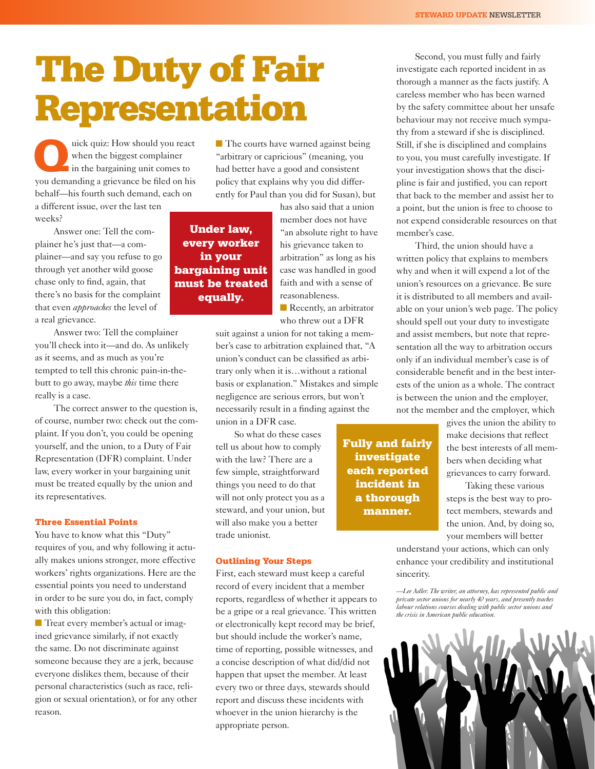# The Duty of Fair Representation

Quick quiz: How should you react when the biggest complainer in the bargaining unit comes to you demanding a grievance be filed on his behalf—his fourth such demand, each on a different issue, over the last ten weeks?

Answer one: Tell the complainer he's just that—a complainer—and say you refuse to go through yet another wild goose chase only to find, again, that there's no basis for the complaint that even *approaches* the level of a real grievance.

Answer two: Tell the complainer you'll check into it—and do. As unlikely as it seems, and as much as you're tempted to tell this chronic pain-in-the-butt to go away, maybe *this* time there really is a case.

The correct answer to the question is, of course, number two: check out the complaint. If you don't, you could be opening yourself, and the union, to a Duty of Fair Representation (DFR) complaint. Under law, every worker in your bargaining unit must be treated equally by the union and its representatives.

**Under law, every worker in your bargaining unit must be treated equally.**

### Three Essential Points

You have to know what this "Duty" requires of you, and why following it actually makes unions stronger, more effective workers' rights organizations. Here are the essential points you need to understand in order to be sure you do, in fact, comply with this obligation:

- Treat every member's actual or imagined grievance similarly, if not exactly the same. Do not discriminate against someone because they are a jerk, because everyone dislikes them, because of their personal characteristics (such as race, religion or sexual orientation), or for any other reason.
- The courts have warned against being "arbitrary or capricious" (meaning, you had better have a good and consistent policy that explains why you did differently for Paul than you did for Susan), but has also said that a union member does not have "an absolute right to have his grievance taken to arbitration" as long as his case was handled in good faith and with a sense of reasonableness.
- Recently, an arbitrator who threw out a DFR suit against a union for not taking a member's case to arbitration explained that, "A union's conduct can be classified as arbitrary only when it is…without a rational basis or explanation." Mistakes and simple negligence are serious errors, but won't necessarily result in a finding against the union in a DFR case.

So what do these cases tell us about how to comply with the law? There are a few simple, straightforward things you need to do that will not only protect you as a steward, and your union, but will also make you a better trade unionist.

### Outlining Your Steps

First, each steward must keep a careful record of every incident that a member reports, regardless of whether it appears to be a gripe or a real grievance. This written or electronically kept record may be brief, but should include the worker's name, time of reporting, possible witnesses, and a concise description of what did/did not happen that upset the member. At least every two or three days, stewards should report and discuss these incidents with whoever in the union hierarchy is the appropriate person.

Second, you must fully and fairly investigate each reported incident in as thorough a manner as the facts justify. A careless member who has been warned by the safety committee about her unsafe behaviour may not receive much sympathy from a steward if she is disciplined. Still, if she is disciplined and complains to you, you must carefully investigate. If your investigation shows that the discipline is fair and justified, you can report that back to the member and assist her to a point, but the union is free to choose to not expend considerable resources on that member's case.

**Fully and fairly investigate each reported incident in a thorough manner.**

Third, the union should have a written policy that explains to members why and when it will expend a lot of the union's resources on a grievance. Be sure it is distributed to all members and available on your union's web page. The policy should spell out your duty to investigate and assist members, but note that representation all the way to arbitration occurs only if an individual member's case is of considerable benefit and in the best interests of the union as a whole. The contract is between the union and the employer, not the member and the employer, which gives the union the ability to make decisions that reflect the best interests of all members when deciding what grievances to carry forward.

Taking these various steps is the best way to protect members, stewards and the union. And, by doing so, your members will better understand your actions, which can only enhance your credibility and institutional sincerity.

*—Lee Adler. The writer, an attorney, has represented public and private sector unions for nearly 40 years, and presently teaches labour relations courses dealing with public sector unions and the crisis in American public education.*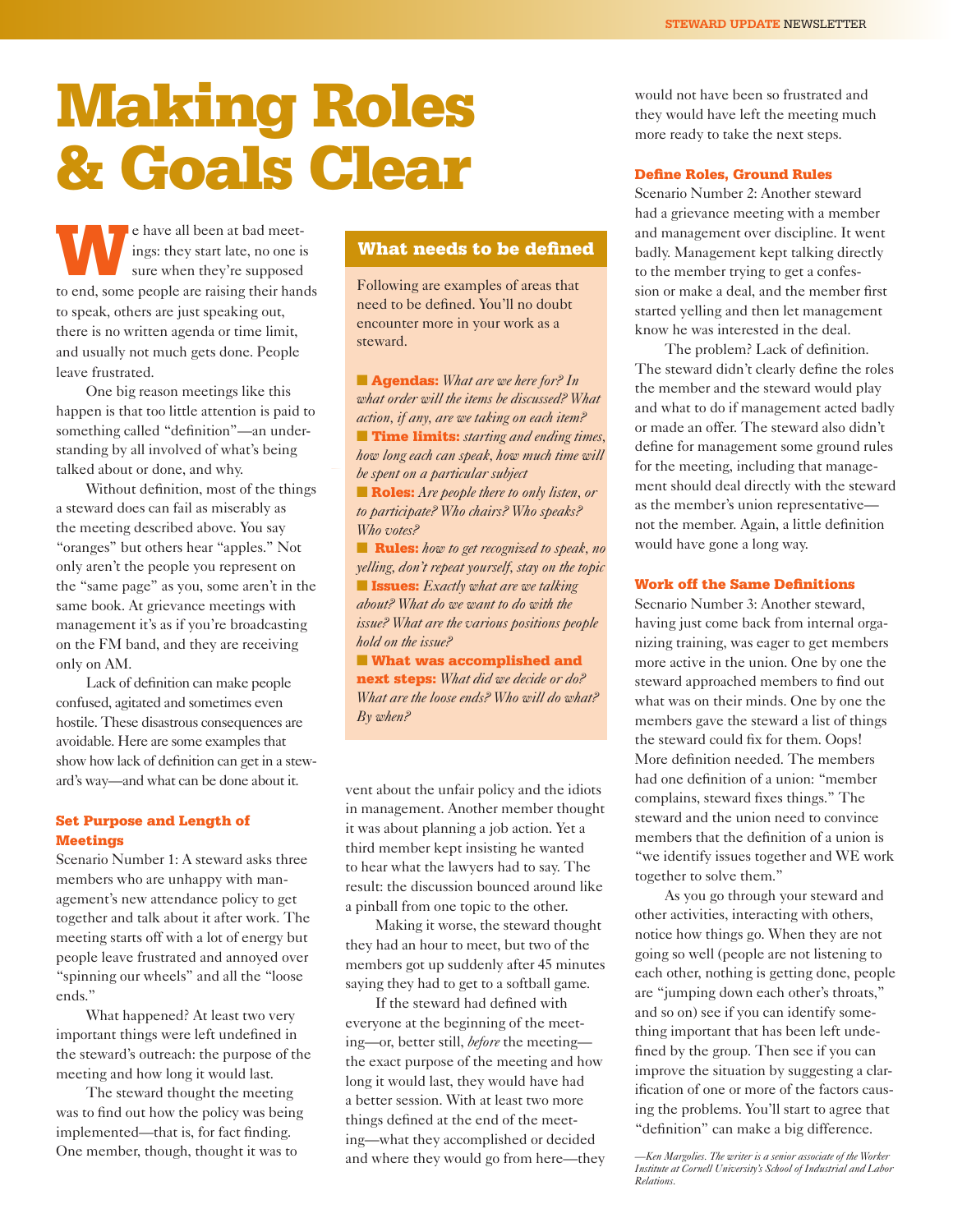# Making Roles & Goals Clear

We have all been at bad meetings: they start late, no one is sure when they're supposed to end, some people are raising their hands to speak, others are just speaking out, there is no written agenda or time limit, and usually not much gets done. People leave frustrated.

One big reason meetings like this happen is that too little attention is paid to something called "definition"—an understanding by all involved of what's being talked about or done, and why.

Without definition, most of the things a steward does can fail as miserably as the meeting described above. You say "oranges" but others hear "apples." Not only aren't the people you represent on the "same page" as you, some aren't in the same book. At grievance meetings with management it's as if you're broadcasting on the FM band, and they are receiving only on AM.

Lack of definition can make people confused, agitated and sometimes even hostile. These disastrous consequences are avoidable. Here are some examples that show how lack of definition can get in a steward's way—and what can be done about it.

### What needs to be defined

Following are examples of areas that need to be defined. You'll no doubt encounter more in your work as a steward.

- **Agendas:** *What are we here for? In what order will the items be discussed? What action, if any, are we taking on each item?*
- **Time limits:** *starting and ending times, how long each can speak, how much time will be spent on a particular subject*
- **Roles:** *Are people there to only listen, or to participate? Who chairs? Who speaks? Who votes?*
- **Rules:** *how to get recognized to speak, no yelling, don't repeat yourself, stay on the topic*
- **Issues:** *Exactly what are we talking about? What do we want to do with the issue? What are the various positions people hold on the issue?*
- **What was accomplished and next steps:** *What did we decide or do? What are the loose ends? Who will do what? By when?*

### Set Purpose and Length of Meetings

Scenario Number 1: A steward asks three members who are unhappy with management's new attendance policy to get together and talk about it after work. The meeting starts off with a lot of energy but people leave frustrated and annoyed over "spinning our wheels" and all the "loose ends."

What happened? At least two very important things were left undefined in the steward's outreach: the purpose of the meeting and how long it would last.

The steward thought the meeting was to find out how the policy was being implemented—that is, for fact finding. One member, though, thought it was to vent about the unfair policy and the idiots in management. Another member thought it was about planning a job action. Yet a third member kept insisting he wanted to hear what the lawyers had to say. The result: the discussion bounced around like a pinball from one topic to the other.

Making it worse, the steward thought they had an hour to meet, but two of the members got up suddenly after 45 minutes saying they had to get to a softball game.

If the steward had defined with everyone at the beginning of the meeting—or, better still, *before* the meeting—the exact purpose of the meeting and how long it would last, they would have had a better session. With at least two more things defined at the end of the meeting—what they accomplished or decided and where they would go from here—they would not have been so frustrated and they would have left the meeting much more ready to take the next steps.

### Define Roles, Ground Rules

Scenario Number 2: Another steward had a grievance meeting with a member and management over discipline. It went badly. Management kept talking directly to the member trying to get a confession or make a deal, and the member first started yelling and then let management know he was interested in the deal.

The problem? Lack of definition. The steward didn't clearly define the roles the member and the steward would play and what to do if management acted badly or made an offer. The steward also didn't define for management some ground rules for the meeting, including that management should deal directly with the steward as the member's union representative—not the member. Again, a little definition would have gone a long way.

### Work off the Same Definitions

Scenario Number 3: Another steward, having just come back from internal organizing training, was eager to get members more active in the union. One by one the steward approached members to find out what was on their minds. One by one the members gave the steward a list of things the steward could fix for them. Oops! More definition needed. The members had one definition of a union: "member complains, steward fixes things." The steward and the union need to convince members that the definition of a union is "we identify issues together and WE work together to solve them."

As you go through your steward and other activities, interacting with others, notice how things go. When they are not going so well (people are not listening to each other, nothing is getting done, people are "jumping down each other's throats," and so on) see if you can identify something important that has been left undefined by the group. Then see if you can improve the situation by suggesting a clarification of one or more of the factors causing the problems. You'll start to agree that "definition" can make a big difference.

*—Ken Margolies. The writer is a senior associate of the Worker Institute at Cornell University's School of Industrial and Labor Relations.*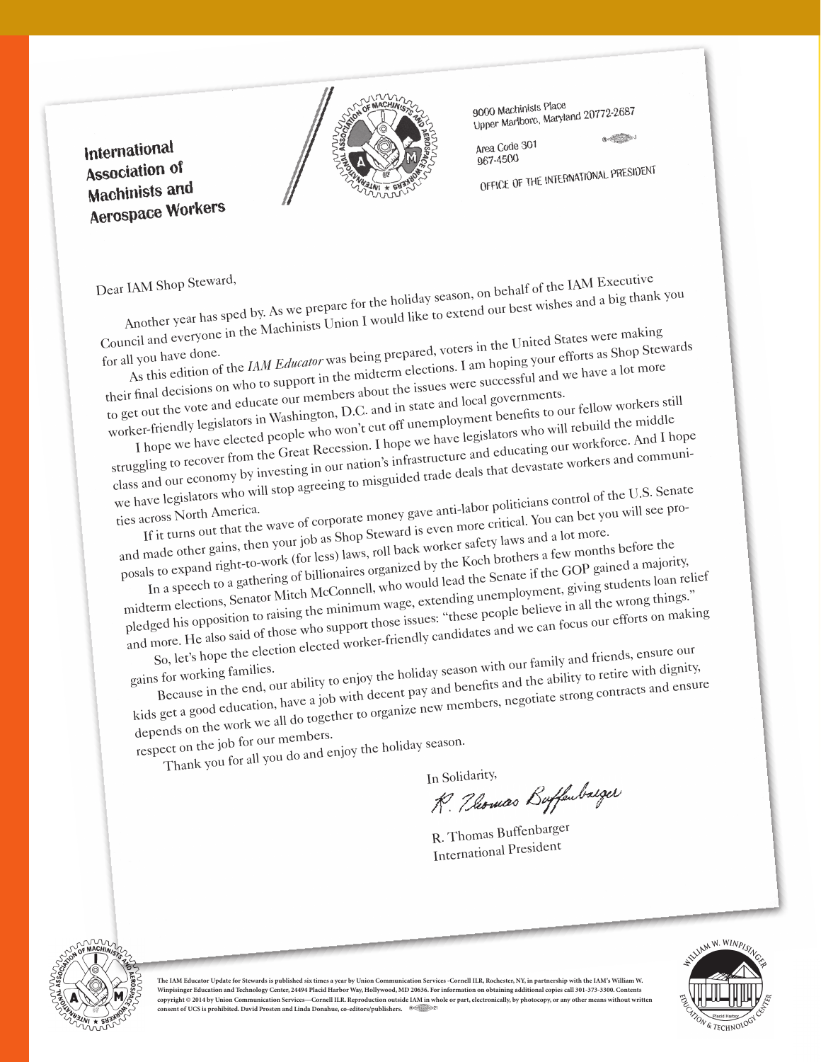**International Association of Machinists and Aerospace Workers**

9000 Machinists Place
Upper Marlboro, Maryland 20772-2687

Area Code 301
967-4500

OFFICE OF THE INTERNATIONAL PRESIDENT

Dear IAM Shop Steward,

Another year has sped by. As we prepare for the holiday season, on behalf of the IAM Executive Council and everyone in the Machinists Union I would like to extend our best wishes and a big thank you for all you have done.

As this edition of the *IAM Educator* was being prepared, voters in the United States were making their final decisions on who to support in the midterm elections. I am hoping your efforts as Shop Stewards to get out the vote and educate our members about the issues were successful and we have a lot more worker-friendly legislators in Washington, D.C. and in state and local governments.

I hope we have elected people who won't cut off unemployment benefits to our fellow workers still struggling to recover from the Great Recession. I hope we have legislators who will rebuild the middle class and our economy by investing in our nation's infrastructure and educating our workforce. And I hope we have legislators who will stop agreeing to misguided trade deals that devastate workers and communities across North America.

If it turns out that the wave of corporate money gave anti-labor politicians control of the U.S. Senate and made other gains, then your job as Shop Steward is even more critical. You can bet you will see proposals to expand right-to-work (for less) laws, roll back worker safety laws and a lot more.

In a speech to a gathering of billionaires organized by the Koch brothers a few months before the midterm elections, Senator Mitch McConnell, who would lead the Senate if the GOP gained a majority, pledged his opposition to raising the minimum wage, extending unemployment, giving students loan relief and more. He also said of those who support those issues: "these people believe in all the wrong things."

So, let's hope the election elected worker-friendly candidates and we can focus our efforts on making gains for working families.

Because in the end, our ability to enjoy the holiday season with our family and friends, ensure our kids get a good education, have a job with decent pay and benefits and the ability to retire with dignity, depends on the work we all do together to organize new members, negotiate strong contracts and ensure respect on the job for our members.

Thank you for all you do and enjoy the holiday season.

In Solidarity,

R. Thomas Buffenbarger
International President

The IAM Educator Update for Stewards is published six times a year by Union Communication Services -Cornell ILR, Rochester, NY, in partnership with the IAM's William W. Winpisinger Education and Technology Center, 24494 Placid Harbor Way, Hollywood, MD 20636. For information on obtaining additional copies call 301-373-3300. Contents copyright © 2014 by Union Communication Services—Cornell ILR. Reproduction outside IAM in whole or part, electronically, by photocopy, or any other means without written consent of UCS is prohibited. David Prosten and Linda Donahue, co-editors/publishers.